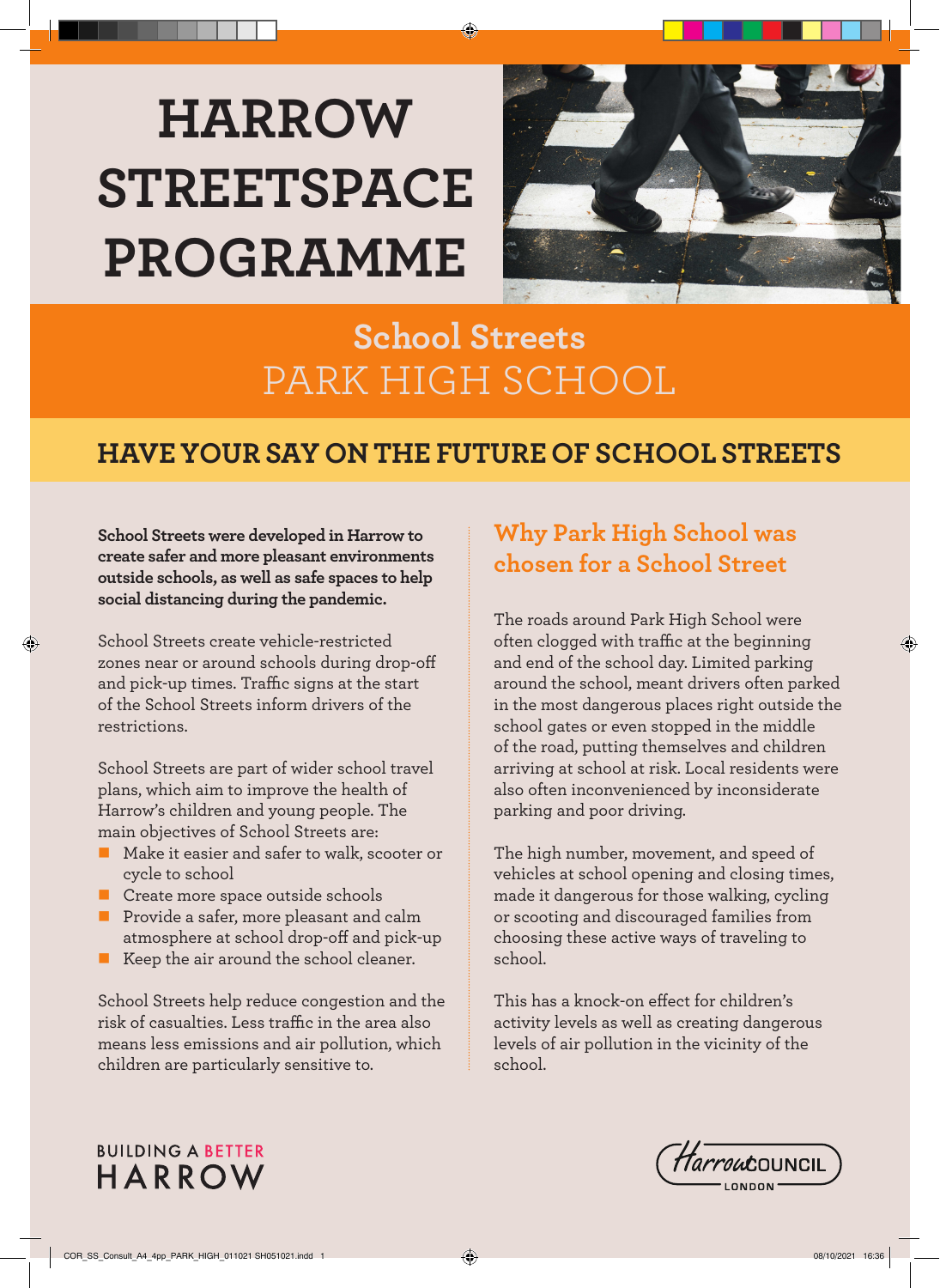# HARROW STREETSPACE PROGRAMME

## School Streets
## PARK HIGH SCHOOL

## HAVE YOUR SAY ON THE FUTURE OF SCHOOL STREETS

**School Streets were developed in Harrow to create safer and more pleasant environments outside schools, as well as safe spaces to help social distancing during the pandemic.**

School Streets create vehicle-restricted zones near or around schools during drop-off and pick-up times. Traffic signs at the start of the School Streets inform drivers of the restrictions.

School Streets are part of wider school travel plans, which aim to improve the health of Harrow's children and young people. The main objectives of School Streets are:

- Make it easier and safer to walk, scooter or cycle to school
- Create more space outside schools
- Provide a safer, more pleasant and calm atmosphere at school drop-off and pick-up
- Keep the air around the school cleaner.

School Streets help reduce congestion and the risk of casualties. Less traffic in the area also means less emissions and air pollution, which children are particularly sensitive to.

### Why Park High School was chosen for a School Street

The roads around Park High School were often clogged with traffic at the beginning and end of the school day. Limited parking around the school, meant drivers often parked in the most dangerous places right outside the school gates or even stopped in the middle of the road, putting themselves and children arriving at school at risk. Local residents were also often inconvenienced by inconsiderate parking and poor driving.

The high number, movement, and speed of vehicles at school opening and closing times, made it dangerous for those walking, cycling or scooting and discouraged families from choosing these active ways of traveling to school.

This has a knock-on effect for children's activity levels as well as creating dangerous levels of air pollution in the vicinity of the school.

BUILDING A BETTER HARROW

Harrow COUNCIL LONDON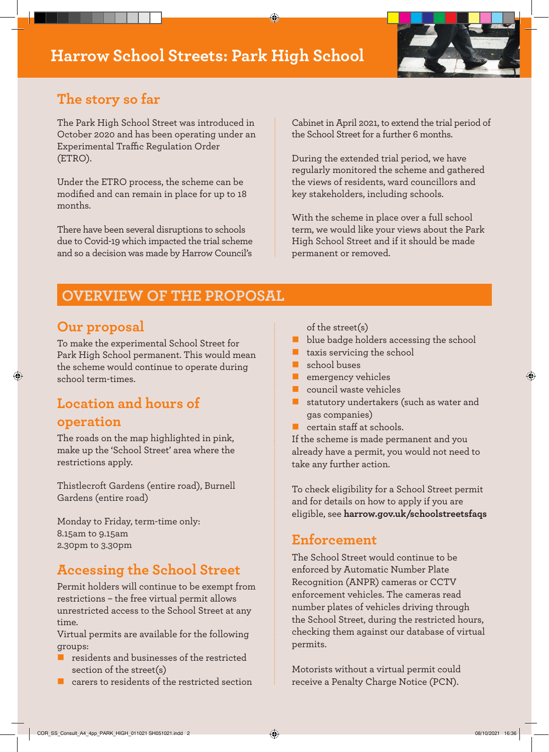# Harrow School Streets: Park High School

## The story so far

The Park High School Street was introduced in October 2020 and has been operating under an Experimental Traffic Regulation Order (ETRO).

Under the ETRO process, the scheme can be modified and can remain in place for up to 18 months.

There have been several disruptions to schools due to Covid-19 which impacted the trial scheme and so a decision was made by Harrow Council's Cabinet in April 2021, to extend the trial period of the School Street for a further 6 months.

During the extended trial period, we have regularly monitored the scheme and gathered the views of residents, ward councillors and key stakeholders, including schools.

With the scheme in place over a full school term, we would like your views about the Park High School Street and if it should be made permanent or removed.

## OVERVIEW OF THE PROPOSAL

### Our proposal

To make the experimental School Street for Park High School permanent. This would mean the scheme would continue to operate during school term-times.

### Location and hours of operation

The roads on the map highlighted in pink, make up the 'School Street' area where the restrictions apply.

Thistlecroft Gardens (entire road), Burnell Gardens (entire road)

Monday to Friday, term-time only:
8.15am to 9.15am
2.30pm to 3.30pm

### Accessing the School Street

Permit holders will continue to be exempt from restrictions – the free virtual permit allows unrestricted access to the School Street at any time.
Virtual permits are available for the following groups:

- residents and businesses of the restricted section of the street(s)
- carers to residents of the restricted section of the street(s)
- blue badge holders accessing the school
- taxis servicing the school
- school buses
- emergency vehicles
- council waste vehicles
- statutory undertakers (such as water and gas companies)
- certain staff at schools.

If the scheme is made permanent and you already have a permit, you would not need to take any further action.

To check eligibility for a School Street permit and for details on how to apply if you are eligible, see **harrow.gov.uk/schoolstreetsfaqs**

### Enforcement

The School Street would continue to be enforced by Automatic Number Plate Recognition (ANPR) cameras or CCTV enforcement vehicles. The cameras read number plates of vehicles driving through the School Street, during the restricted hours, checking them against our database of virtual permits.

Motorists without a virtual permit could receive a Penalty Charge Notice (PCN).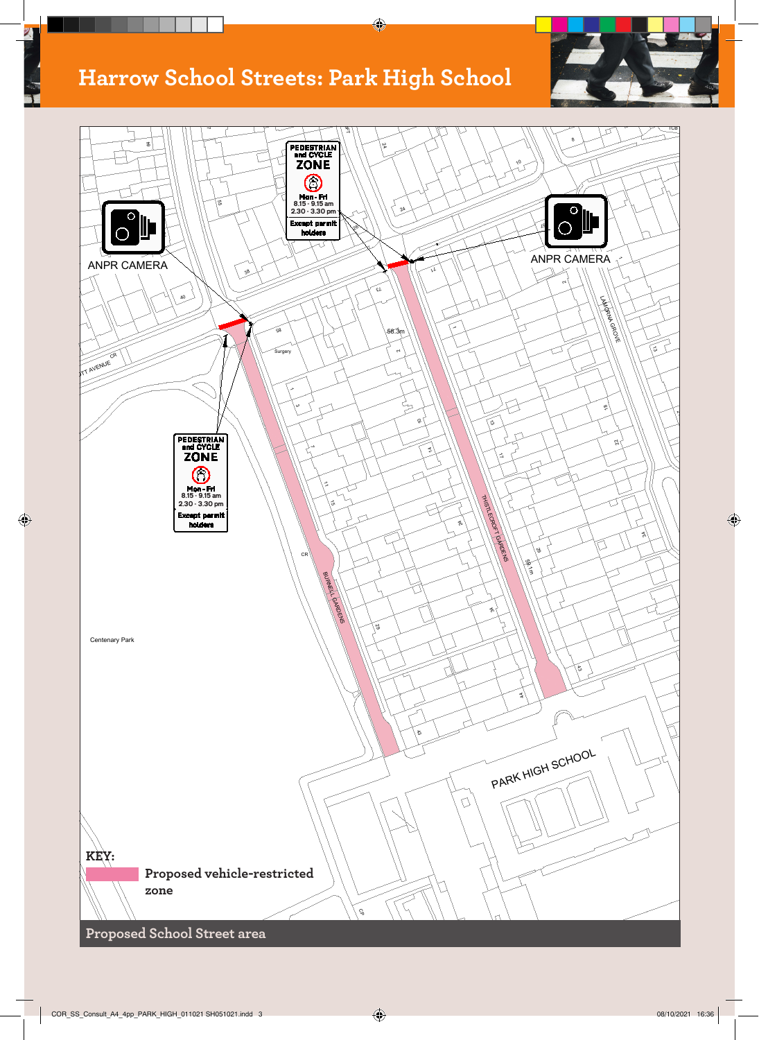# Harrow School Streets: Park High School

PEDESTRIAN and CYCLE ZONE
Mon - Fri
8.15 - 9.15 am
2.30 - 3.30 pm
Except permit holders

ANPR CAMERA

ANPR CAMERA

PEDESTRIAN and CYCLE ZONE
Mon - Fri
8.15 - 9.15 am
2.30 - 3.30 pm
Except permit holders

BURWELL GARDENS

THISTLECROFT GARDENS

LAMORNA GROVE

Centenary Park

PARK HIGH SCHOOL

**KEY:**

**Proposed vehicle-restricted zone**

**Proposed School Street area**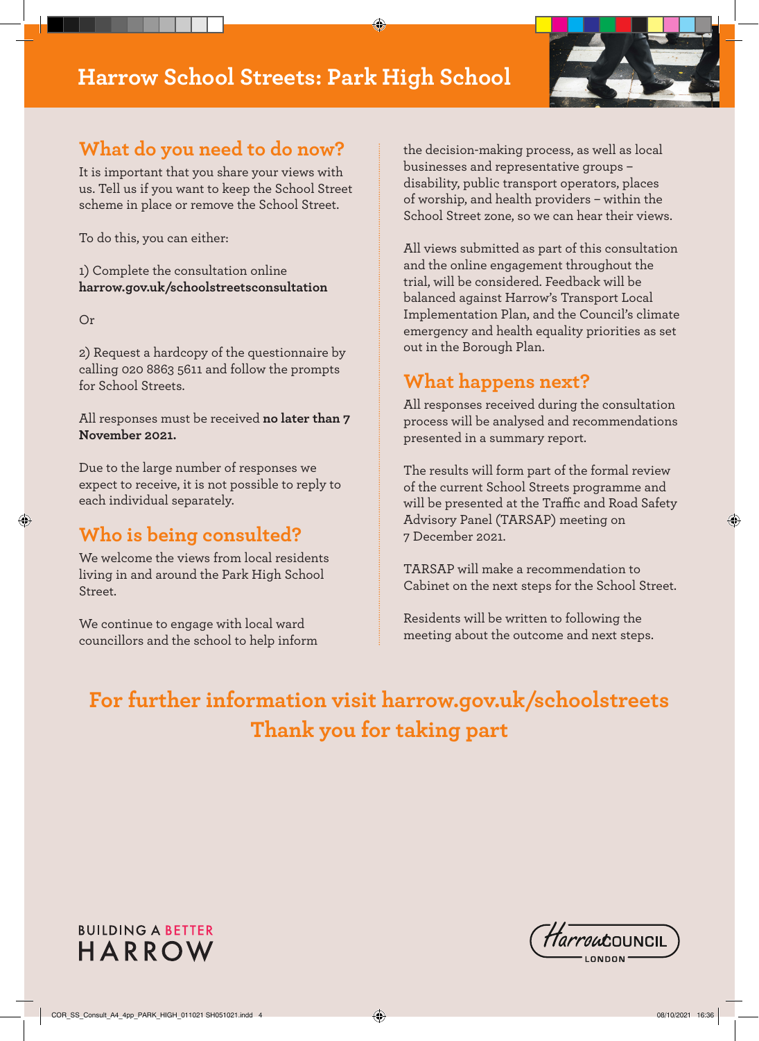# Harrow School Streets: Park High School

## What do you need to do now?

It is important that you share your views with us. Tell us if you want to keep the School Street scheme in place or remove the School Street.

To do this, you can either:

1) Complete the consultation online **harrow.gov.uk/schoolstreetsconsultation**

Or

2) Request a hardcopy of the questionnaire by calling 020 8863 5611 and follow the prompts for School Streets.

All responses must be received **no later than 7 November 2021.**

Due to the large number of responses we expect to receive, it is not possible to reply to each individual separately.

## Who is being consulted?

We welcome the views from local residents living in and around the Park High School Street.

We continue to engage with local ward councillors and the school to help inform the decision-making process, as well as local businesses and representative groups – disability, public transport operators, places of worship, and health providers – within the School Street zone, so we can hear their views.

All views submitted as part of this consultation and the online engagement throughout the trial, will be considered. Feedback will be balanced against Harrow's Transport Local Implementation Plan, and the Council's climate emergency and health equality priorities as set out in the Borough Plan.

## What happens next?

All responses received during the consultation process will be analysed and recommendations presented in a summary report.

The results will form part of the formal review of the current School Streets programme and will be presented at the Traffic and Road Safety Advisory Panel (TARSAP) meeting on 7 December 2021.

TARSAP will make a recommendation to Cabinet on the next steps for the School Street.

Residents will be written to following the meeting about the outcome and next steps.

**For further information visit harrow.gov.uk/schoolstreets**

**Thank you for taking part**

BUILDING A BETTER HARROW

Harrow COUNCIL LONDON